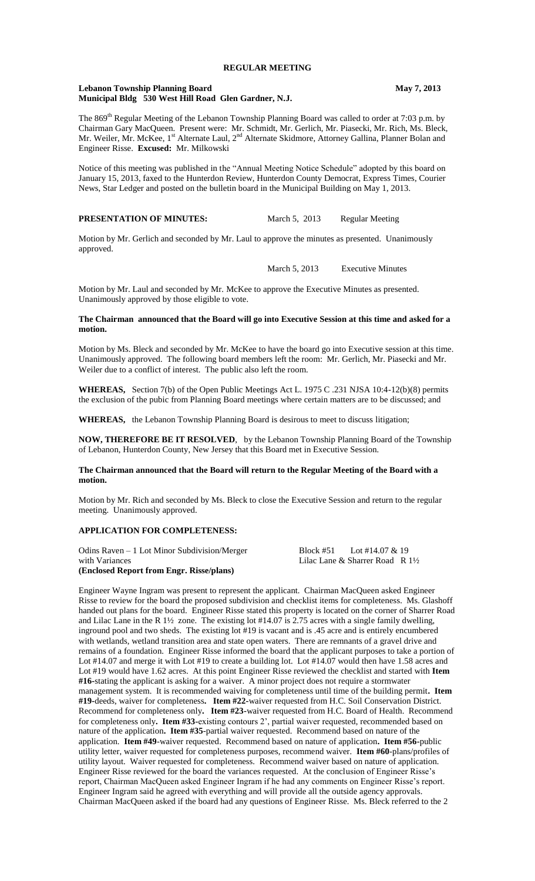## REGULAR MEETING

**Lebanon Township Planning Board** **May 7, 2013**
**Municipal Bldg 530 West Hill Road Glen Gardner, N.J.**

The 869th Regular Meeting of the Lebanon Township Planning Board was called to order at 7:03 p.m. by Chairman Gary MacQueen. Present were: Mr. Schmidt, Mr. Gerlich, Mr. Piasecki, Mr. Rich, Ms. Bleck, Mr. Weiler, Mr. McKee, 1st Alternate Laul, 2nd Alternate Skidmore, Attorney Gallina, Planner Bolan and Engineer Risse. **Excused:** Mr. Milkowski

Notice of this meeting was published in the "Annual Meeting Notice Schedule" adopted by this board on January 15, 2013, faxed to the Hunterdon Review, Hunterdon County Democrat, Express Times, Courier News, Star Ledger and posted on the bulletin board in the Municipal Building on May 1, 2013.

**PRESENTATION OF MINUTES:** March 5, 2013 Regular Meeting

Motion by Mr. Gerlich and seconded by Mr. Laul to approve the minutes as presented. Unanimously approved.

March 5, 2013 Executive Minutes

Motion by Mr. Laul and seconded by Mr. McKee to approve the Executive Minutes as presented. Unanimously approved by those eligible to vote.

**The Chairman announced that the Board will go into Executive Session at this time and asked for a motion.**

Motion by Ms. Bleck and seconded by Mr. McKee to have the board go into Executive session at this time. Unanimously approved. The following board members left the room: Mr. Gerlich, Mr. Piasecki and Mr. Weiler due to a conflict of interest. The public also left the room.

**WHEREAS,** Section 7(b) of the Open Public Meetings Act L. 1975 C .231 NJSA 10:4-12(b)(8) permits the exclusion of the pubic from Planning Board meetings where certain matters are to be discussed; and

**WHEREAS,** the Lebanon Township Planning Board is desirous to meet to discuss litigation;

**NOW, THEREFORE BE IT RESOLVED**, by the Lebanon Township Planning Board of the Township of Lebanon, Hunterdon County, New Jersey that this Board met in Executive Session.

**The Chairman announced that the Board will return to the Regular Meeting of the Board with a motion.**

Motion by Mr. Rich and seconded by Ms. Bleck to close the Executive Session and return to the regular meeting. Unanimously approved.

**APPLICATION FOR COMPLETENESS:**

Odins Raven – 1 Lot Minor Subdivision/Merger with Variances Block #51 Lot #14.07 & 19
Lilac Lane & Sharrer Road R 1½
**(Enclosed Report from Engr. Risse/plans)**

Engineer Wayne Ingram was present to represent the applicant. Chairman MacQueen asked Engineer Risse to review for the board the proposed subdivision and checklist items for completeness. Ms. Glashoff handed out plans for the board. Engineer Risse stated this property is located on the corner of Sharrer Road and Lilac Lane in the R 1½ zone. The existing lot #14.07 is 2.75 acres with a single family dwelling, inground pool and two sheds. The existing lot #19 is vacant and is .45 acre and is entirely encumbered with wetlands, wetland transition area and state open waters. There are remnants of a gravel drive and remains of a foundation. Engineer Risse informed the board that the applicant purposes to take a portion of Lot #14.07 and merge it with Lot #19 to create a building lot. Lot #14.07 would then have 1.58 acres and Lot #19 would have 1.62 acres. At this point Engineer Risse reviewed the checklist and started with **Item #16**-stating the applicant is asking for a waiver. A minor project does not require a stormwater management system. It is recommended waiving for completeness until time of the building permit**. Item #19**-deeds, waiver for completeness**. Item #22**-waiver requested from H.C. Soil Conservation District. Recommend for completeness only**. Item #23**-waiver requested from H.C. Board of Health. Recommend for completeness only**. Item #33**-existing contours 2', partial waiver requested, recommended based on nature of the application**. Item #35**-partial waiver requested. Recommend based on nature of the application. **Item #49**-waiver requested. Recommend based on nature of application**. Item #56**-public utility letter, waiver requested for completeness purposes, recommend waiver. **Item #60**-plans/profiles of utility layout. Waiver requested for completeness. Recommend waiver based on nature of application. Engineer Risse reviewed for the board the variances requested. At the conclusion of Engineer Risse's report, Chairman MacQueen asked Engineer Ingram if he had any comments on Engineer Risse's report. Engineer Ingram said he agreed with everything and will provide all the outside agency approvals. Chairman MacQueen asked if the board had any questions of Engineer Risse. Ms. Bleck referred to the 2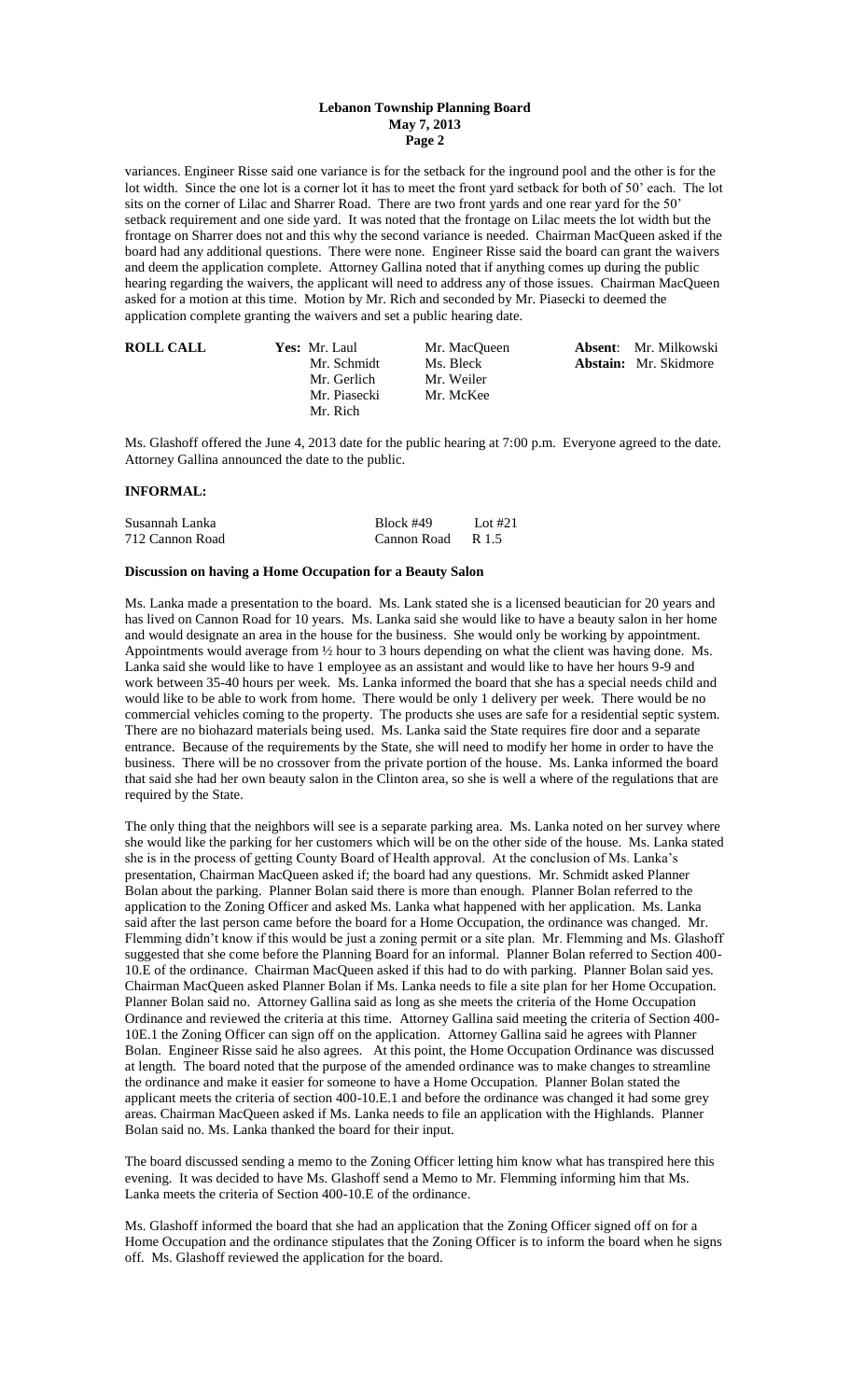variances. Engineer Risse said one variance is for the setback for the inground pool and the other is for the lot width. Since the one lot is a corner lot it has to meet the front yard setback for both of 50' each. The lot sits on the corner of Lilac and Sharrer Road. There are two front yards and one rear yard for the 50' setback requirement and one side yard. It was noted that the frontage on Lilac meets the lot width but the frontage on Sharrer does not and this why the second variance is needed. Chairman MacQueen asked if the board had any additional questions. There were none. Engineer Risse said the board can grant the waivers and deem the application complete. Attorney Gallina noted that if anything comes up during the public hearing regarding the waivers, the applicant will need to address any of those issues. Chairman MacQueen asked for a motion at this time. Motion by Mr. Rich and seconded by Mr. Piasecki to deemed the application complete granting the waivers and set a public hearing date.

| ROLL CALL | Yes: | | | |
|---|---|---|---|---|
| | Mr. Laul | Mr. MacQueen | **Absent**: | Mr. Milkowski |
| | Mr. Schmidt | Ms. Bleck | **Abstain:** | Mr. Skidmore |
| | Mr. Gerlich | Mr. Weiler | | |
| | Mr. Piasecki | Mr. McKee | | |
| | Mr. Rich | | | |

Ms. Glashoff offered the June 4, 2013 date for the public hearing at 7:00 p.m. Everyone agreed to the date. Attorney Gallina announced the date to the public.

## INFORMAL:

| | | |
|---|---|---|
| Susannah Lanka | Block #49 | Lot #21 |
| 712 Cannon Road | Cannon Road | R 1.5 |

**Discussion on having a Home Occupation for a Beauty Salon**

Ms. Lanka made a presentation to the board. Ms. Lank stated she is a licensed beautician for 20 years and has lived on Cannon Road for 10 years. Ms. Lanka said she would like to have a beauty salon in her home and would designate an area in the house for the business. She would only be working by appointment. Appointments would average from ½ hour to 3 hours depending on what the client was having done. Ms. Lanka said she would like to have 1 employee as an assistant and would like to have her hours 9-9 and work between 35-40 hours per week. Ms. Lanka informed the board that she has a special needs child and would like to be able to work from home. There would be only 1 delivery per week. There would be no commercial vehicles coming to the property. The products she uses are safe for a residential septic system. There are no biohazard materials being used. Ms. Lanka said the State requires fire door and a separate entrance. Because of the requirements by the State, she will need to modify her home in order to have the business. There will be no crossover from the private portion of the house. Ms. Lanka informed the board that said she had her own beauty salon in the Clinton area, so she is well a where of the regulations that are required by the State.

The only thing that the neighbors will see is a separate parking area. Ms. Lanka noted on her survey where she would like the parking for her customers which will be on the other side of the house. Ms. Lanka stated she is in the process of getting County Board of Health approval. At the conclusion of Ms. Lanka's presentation, Chairman MacQueen asked if; the board had any questions. Mr. Schmidt asked Planner Bolan about the parking. Planner Bolan said there is more than enough. Planner Bolan referred to the application to the Zoning Officer and asked Ms. Lanka what happened with her application. Ms. Lanka said after the last person came before the board for a Home Occupation, the ordinance was changed. Mr. Flemming didn't know if this would be just a zoning permit or a site plan. Mr. Flemming and Ms. Glashoff suggested that she come before the Planning Board for an informal. Planner Bolan referred to Section 400-10.E of the ordinance. Chairman MacQueen asked if this had to do with parking. Planner Bolan said yes. Chairman MacQueen asked Planner Bolan if Ms. Lanka needs to file a site plan for her Home Occupation. Planner Bolan said no. Attorney Gallina said as long as she meets the criteria of the Home Occupation Ordinance and reviewed the criteria at this time. Attorney Gallina said meeting the criteria of Section 400-10E.1 the Zoning Officer can sign off on the application. Attorney Gallina said he agrees with Planner Bolan. Engineer Risse said he also agrees. At this point, the Home Occupation Ordinance was discussed at length. The board noted that the purpose of the amended ordinance was to make changes to streamline the ordinance and make it easier for someone to have a Home Occupation. Planner Bolan stated the applicant meets the criteria of section 400-10.E.1 and before the ordinance was changed it had some grey areas. Chairman MacQueen asked if Ms. Lanka needs to file an application with the Highlands. Planner Bolan said no. Ms. Lanka thanked the board for their input.

The board discussed sending a memo to the Zoning Officer letting him know what has transpired here this evening. It was decided to have Ms. Glashoff send a Memo to Mr. Flemming informing him that Ms. Lanka meets the criteria of Section 400-10.E of the ordinance.

Ms. Glashoff informed the board that she had an application that the Zoning Officer signed off on for a Home Occupation and the ordinance stipulates that the Zoning Officer is to inform the board when he signs off. Ms. Glashoff reviewed the application for the board.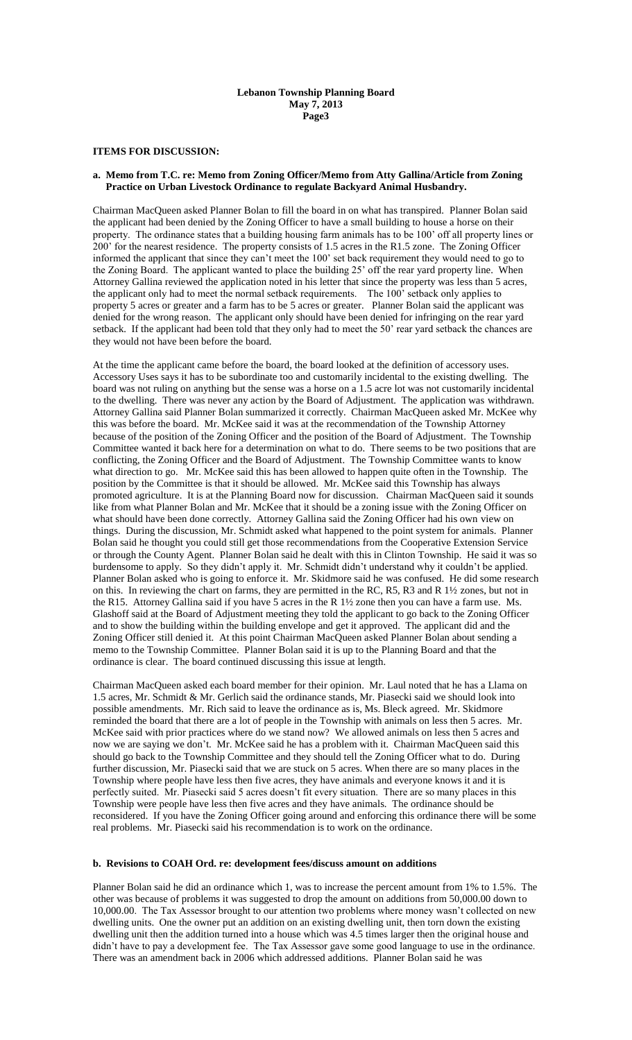## ITEMS FOR DISCUSSION:

### a. Memo from T.C. re: Memo from Zoning Officer/Memo from Atty Gallina/Article from Zoning Practice on Urban Livestock Ordinance to regulate Backyard Animal Husbandry.

Chairman MacQueen asked Planner Bolan to fill the board in on what has transpired. Planner Bolan said the applicant had been denied by the Zoning Officer to have a small building to house a horse on their property. The ordinance states that a building housing farm animals has to be 100' off all property lines or 200' for the nearest residence. The property consists of 1.5 acres in the R1.5 zone. The Zoning Officer informed the applicant that since they can't meet the 100' set back requirement they would need to go to the Zoning Board. The applicant wanted to place the building 25' off the rear yard property line. When Attorney Gallina reviewed the application noted in his letter that since the property was less than 5 acres, the applicant only had to meet the normal setback requirements. The 100' setback only applies to property 5 acres or greater and a farm has to be 5 acres or greater. Planner Bolan said the applicant was denied for the wrong reason. The applicant only should have been denied for infringing on the rear yard setback. If the applicant had been told that they only had to meet the 50' rear yard setback the chances are they would not have been before the board.

At the time the applicant came before the board, the board looked at the definition of accessory uses. Accessory Uses says it has to be subordinate too and customarily incidental to the existing dwelling. The board was not ruling on anything but the sense was a horse on a 1.5 acre lot was not customarily incidental to the dwelling. There was never any action by the Board of Adjustment. The application was withdrawn. Attorney Gallina said Planner Bolan summarized it correctly. Chairman MacQueen asked Mr. McKee why this was before the board. Mr. McKee said it was at the recommendation of the Township Attorney because of the position of the Zoning Officer and the position of the Board of Adjustment. The Township Committee wanted it back here for a determination on what to do. There seems to be two positions that are conflicting, the Zoning Officer and the Board of Adjustment. The Township Committee wants to know what direction to go. Mr. McKee said this has been allowed to happen quite often in the Township. The position by the Committee is that it should be allowed. Mr. McKee said this Township has always promoted agriculture. It is at the Planning Board now for discussion. Chairman MacQueen said it sounds like from what Planner Bolan and Mr. McKee that it should be a zoning issue with the Zoning Officer on what should have been done correctly. Attorney Gallina said the Zoning Officer had his own view on things. During the discussion, Mr. Schmidt asked what happened to the point system for animals. Planner Bolan said he thought you could still get those recommendations from the Cooperative Extension Service or through the County Agent. Planner Bolan said he dealt with this in Clinton Township. He said it was so burdensome to apply. So they didn't apply it. Mr. Schmidt didn't understand why it couldn't be applied. Planner Bolan asked who is going to enforce it. Mr. Skidmore said he was confused. He did some research on this. In reviewing the chart on farms, they are permitted in the RC, R5, R3 and R 1½ zones, but not in the R15. Attorney Gallina said if you have 5 acres in the R 1½ zone then you can have a farm use. Ms. Glashoff said at the Board of Adjustment meeting they told the applicant to go back to the Zoning Officer and to show the building within the building envelope and get it approved. The applicant did and the Zoning Officer still denied it. At this point Chairman MacQueen asked Planner Bolan about sending a memo to the Township Committee. Planner Bolan said it is up to the Planning Board and that the ordinance is clear. The board continued discussing this issue at length.

Chairman MacQueen asked each board member for their opinion. Mr. Laul noted that he has a Llama on 1.5 acres, Mr. Schmidt & Mr. Gerlich said the ordinance stands, Mr. Piasecki said we should look into possible amendments. Mr. Rich said to leave the ordinance as is, Ms. Bleck agreed. Mr. Skidmore reminded the board that there are a lot of people in the Township with animals on less then 5 acres. Mr. McKee said with prior practices where do we stand now? We allowed animals on less then 5 acres and now we are saying we don't. Mr. McKee said he has a problem with it. Chairman MacQueen said this should go back to the Township Committee and they should tell the Zoning Officer what to do. During further discussion, Mr. Piasecki said that we are stuck on 5 acres. When there are so many places in the Township where people have less then five acres, they have animals and everyone knows it and it is perfectly suited. Mr. Piasecki said 5 acres doesn't fit every situation. There are so many places in this Township were people have less then five acres and they have animals. The ordinance should be reconsidered. If you have the Zoning Officer going around and enforcing this ordinance there will be some real problems. Mr. Piasecki said his recommendation is to work on the ordinance.

### b. Revisions to COAH Ord. re: development fees/discuss amount on additions

Planner Bolan said he did an ordinance which 1, was to increase the percent amount from 1% to 1.5%. The other was because of problems it was suggested to drop the amount on additions from 50,000.00 down to 10,000.00. The Tax Assessor brought to our attention two problems where money wasn't collected on new dwelling units. One the owner put an addition on an existing dwelling unit, then torn down the existing dwelling unit then the addition turned into a house which was 4.5 times larger then the original house and didn't have to pay a development fee. The Tax Assessor gave some good language to use in the ordinance. There was an amendment back in 2006 which addressed additions. Planner Bolan said he was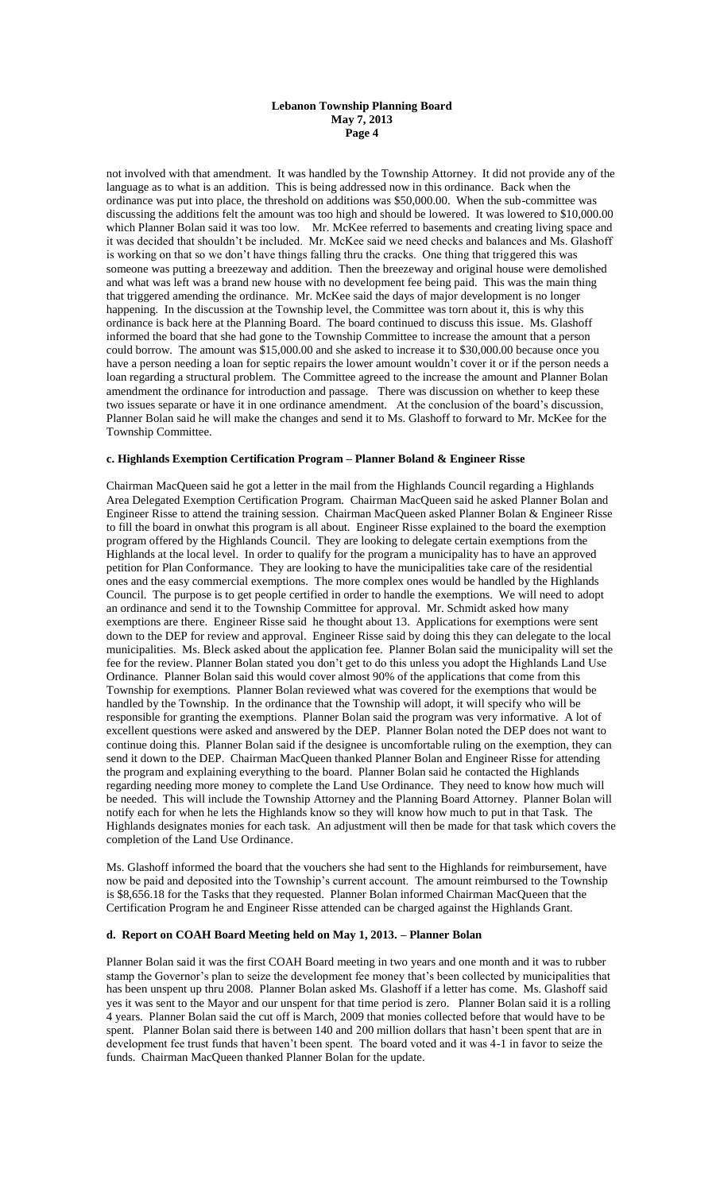not involved with that amendment. It was handled by the Township Attorney. It did not provide any of the language as to what is an addition. This is being addressed now in this ordinance. Back when the ordinance was put into place, the threshold on additions was $50,000.00. When the sub-committee was discussing the additions felt the amount was too high and should be lowered. It was lowered to $10,000.00 which Planner Bolan said it was too low. Mr. McKee referred to basements and creating living space and it was decided that shouldn't be included. Mr. McKee said we need checks and balances and Ms. Glashoff is working on that so we don't have things falling thru the cracks. One thing that triggered this was someone was putting a breezeway and addition. Then the breezeway and original house were demolished and what was left was a brand new house with no development fee being paid. This was the main thing that triggered amending the ordinance. Mr. McKee said the days of major development is no longer happening. In the discussion at the Township level, the Committee was torn about it, this is why this ordinance is back here at the Planning Board. The board continued to discuss this issue. Ms. Glashoff informed the board that she had gone to the Township Committee to increase the amount that a person could borrow. The amount was $15,000.00 and she asked to increase it to $30,000.00 because once you have a person needing a loan for septic repairs the lower amount wouldn't cover it or if the person needs a loan regarding a structural problem. The Committee agreed to the increase the amount and Planner Bolan amendment the ordinance for introduction and passage. There was discussion on whether to keep these two issues separate or have it in one ordinance amendment. At the conclusion of the board's discussion, Planner Bolan said he will make the changes and send it to Ms. Glashoff to forward to Mr. McKee for the Township Committee.

**c. Highlands Exemption Certification Program – Planner Boland & Engineer Risse**

Chairman MacQueen said he got a letter in the mail from the Highlands Council regarding a Highlands Area Delegated Exemption Certification Program. Chairman MacQueen said he asked Planner Bolan and Engineer Risse to attend the training session. Chairman MacQueen asked Planner Bolan & Engineer Risse to fill the board in onwhat this program is all about. Engineer Risse explained to the board the exemption program offered by the Highlands Council. They are looking to delegate certain exemptions from the Highlands at the local level. In order to qualify for the program a municipality has to have an approved petition for Plan Conformance. They are looking to have the municipalities take care of the residential ones and the easy commercial exemptions. The more complex ones would be handled by the Highlands Council. The purpose is to get people certified in order to handle the exemptions. We will need to adopt an ordinance and send it to the Township Committee for approval. Mr. Schmidt asked how many exemptions are there. Engineer Risse said he thought about 13. Applications for exemptions were sent down to the DEP for review and approval. Engineer Risse said by doing this they can delegate to the local municipalities. Ms. Bleck asked about the application fee. Planner Bolan said the municipality will set the fee for the review. Planner Bolan stated you don't get to do this unless you adopt the Highlands Land Use Ordinance. Planner Bolan said this would cover almost 90% of the applications that come from this Township for exemptions. Planner Bolan reviewed what was covered for the exemptions that would be handled by the Township. In the ordinance that the Township will adopt, it will specify who will be responsible for granting the exemptions. Planner Bolan said the program was very informative. A lot of excellent questions were asked and answered by the DEP. Planner Bolan noted the DEP does not want to continue doing this. Planner Bolan said if the designee is uncomfortable ruling on the exemption, they can send it down to the DEP. Chairman MacQueen thanked Planner Bolan and Engineer Risse for attending the program and explaining everything to the board. Planner Bolan said he contacted the Highlands regarding needing more money to complete the Land Use Ordinance. They need to know how much will be needed. This will include the Township Attorney and the Planning Board Attorney. Planner Bolan will notify each for when he lets the Highlands know so they will know how much to put in that Task. The Highlands designates monies for each task. An adjustment will then be made for that task which covers the completion of the Land Use Ordinance.

Ms. Glashoff informed the board that the vouchers she had sent to the Highlands for reimbursement, have now been paid and deposited into the Township's current account. The amount reimbursed to the Township is $8,656.18 for the Tasks that they requested. Planner Bolan informed Chairman MacQueen that the Certification Program he and Engineer Risse attended can be charged against the Highlands Grant.

**d. Report on COAH Board Meeting held on May 1, 2013. – Planner Bolan**

Planner Bolan said it was the first COAH Board meeting in two years and one month and it was to rubber stamp the Governor's plan to seize the development fee money that's been collected by municipalities that has been unspent up thru 2008. Planner Bolan asked Ms. Glashoff if a letter has come. Ms. Glashoff said yes it was sent to the Mayor and our unspent for that time period is zero. Planner Bolan said it is a rolling 4 years. Planner Bolan said the cut off is March, 2009 that monies collected before that would have to be spent. Planner Bolan said there is between 140 and 200 million dollars that hasn't been spent that are in development fee trust funds that haven't been spent. The board voted and it was 4-1 in favor to seize the funds. Chairman MacQueen thanked Planner Bolan for the update.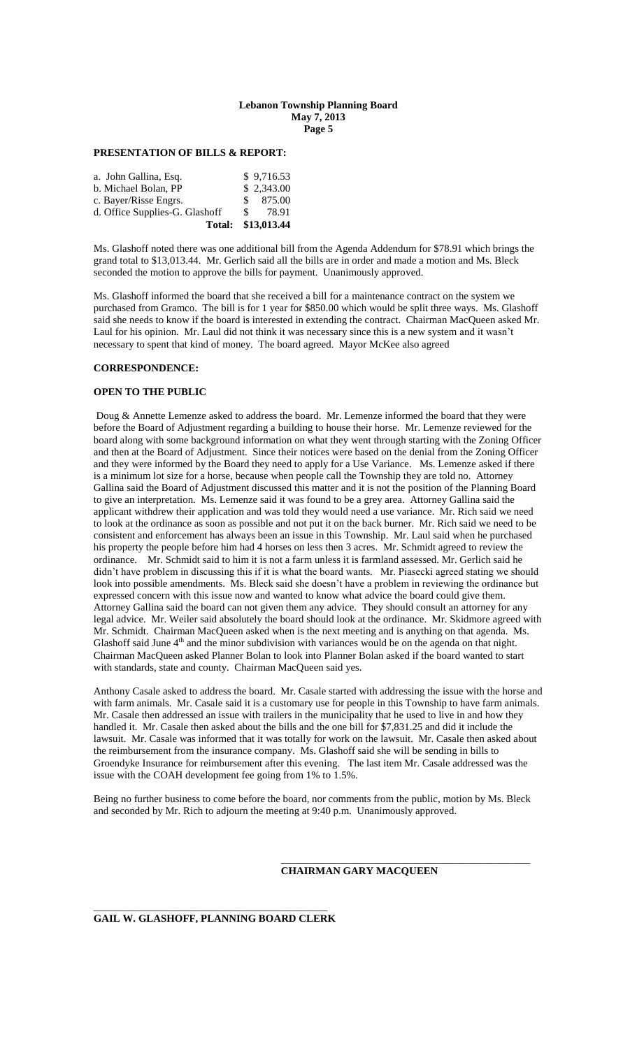## PRESENTATION OF BILLS & REPORT:

| | |
|---|---|
| a. John Gallina, Esq. | $ 9,716.53 |
| b. Michael Bolan, PP | $ 2,343.00 |
| c. Bayer/Risse Engrs. | $ 875.00 |
| d. Office Supplies-G. Glashoff | $ 78.91 |
| **Total:** | **$13,013.44** |

Ms. Glashoff noted there was one additional bill from the Agenda Addendum for $78.91 which brings the grand total to $13,013.44. Mr. Gerlich said all the bills are in order and made a motion and Ms. Bleck seconded the motion to approve the bills for payment. Unanimously approved.

Ms. Glashoff informed the board that she received a bill for a maintenance contract on the system we purchased from Gramco. The bill is for 1 year for $850.00 which would be split three ways. Ms. Glashoff said she needs to know if the board is interested in extending the contract. Chairman MacQueen asked Mr. Laul for his opinion. Mr. Laul did not think it was necessary since this is a new system and it wasn't necessary to spent that kind of money. The board agreed. Mayor McKee also agreed

## CORRESPONDENCE:

## OPEN TO THE PUBLIC

Doug & Annette Lemenze asked to address the board. Mr. Lemenze informed the board that they were before the Board of Adjustment regarding a building to house their horse. Mr. Lemenze reviewed for the board along with some background information on what they went through starting with the Zoning Officer and then at the Board of Adjustment. Since their notices were based on the denial from the Zoning Officer and they were informed by the Board they need to apply for a Use Variance. Ms. Lemenze asked if there is a minimum lot size for a horse, because when people call the Township they are told no. Attorney Gallina said the Board of Adjustment discussed this matter and it is not the position of the Planning Board to give an interpretation. Ms. Lemenze said it was found to be a grey area. Attorney Gallina said the applicant withdrew their application and was told they would need a use variance. Mr. Rich said we need to look at the ordinance as soon as possible and not put it on the back burner. Mr. Rich said we need to be consistent and enforcement has always been an issue in this Township. Mr. Laul said when he purchased his property the people before him had 4 horses on less then 3 acres. Mr. Schmidt agreed to review the ordinance. Mr. Schmidt said to him it is not a farm unless it is farmland assessed. Mr. Gerlich said he didn't have problem in discussing this if it is what the board wants. Mr. Piasecki agreed stating we should look into possible amendments. Ms. Bleck said she doesn't have a problem in reviewing the ordinance but expressed concern with this issue now and wanted to know what advice the board could give them. Attorney Gallina said the board can not given them any advice. They should consult an attorney for any legal advice. Mr. Weiler said absolutely the board should look at the ordinance. Mr. Skidmore agreed with Mr. Schmidt. Chairman MacQueen asked when is the next meeting and is anything on that agenda. Ms. Glashoff said June 4th and the minor subdivision with variances would be on the agenda on that night. Chairman MacQueen asked Planner Bolan to look into Planner Bolan asked if the board wanted to start with standards, state and county. Chairman MacQueen said yes.

Anthony Casale asked to address the board. Mr. Casale started with addressing the issue with the horse and with farm animals. Mr. Casale said it is a customary use for people in this Township to have farm animals. Mr. Casale then addressed an issue with trailers in the municipality that he used to live in and how they handled it. Mr. Casale then asked about the bills and the one bill for $7,831.25 and did it include the lawsuit. Mr. Casale was informed that it was totally for work on the lawsuit. Mr. Casale then asked about the reimbursement from the insurance company. Ms. Glashoff said she will be sending in bills to Groendyke Insurance for reimbursement after this evening. The last item Mr. Casale addressed was the issue with the COAH development fee going from 1% to 1.5%.

Being no further business to come before the board, nor comments from the public, motion by Ms. Bleck and seconded by Mr. Rich to adjourn the meeting at 9:40 p.m. Unanimously approved.

\_\_\_\_\_\_\_\_\_\_\_\_\_\_\_\_\_\_\_\_\_\_\_\_\_\_\_\_\_\_\_\_\_\_\_\_\_\_\_\_

**CHAIRMAN GARY MACQUEEN**

\_\_\_\_\_\_\_\_\_\_\_\_\_\_\_\_\_\_\_\_\_\_\_\_\_\_\_\_\_\_\_\_\_\_\_\_\_\_\_\_

**GAIL W. GLASHOFF, PLANNING BOARD CLERK**